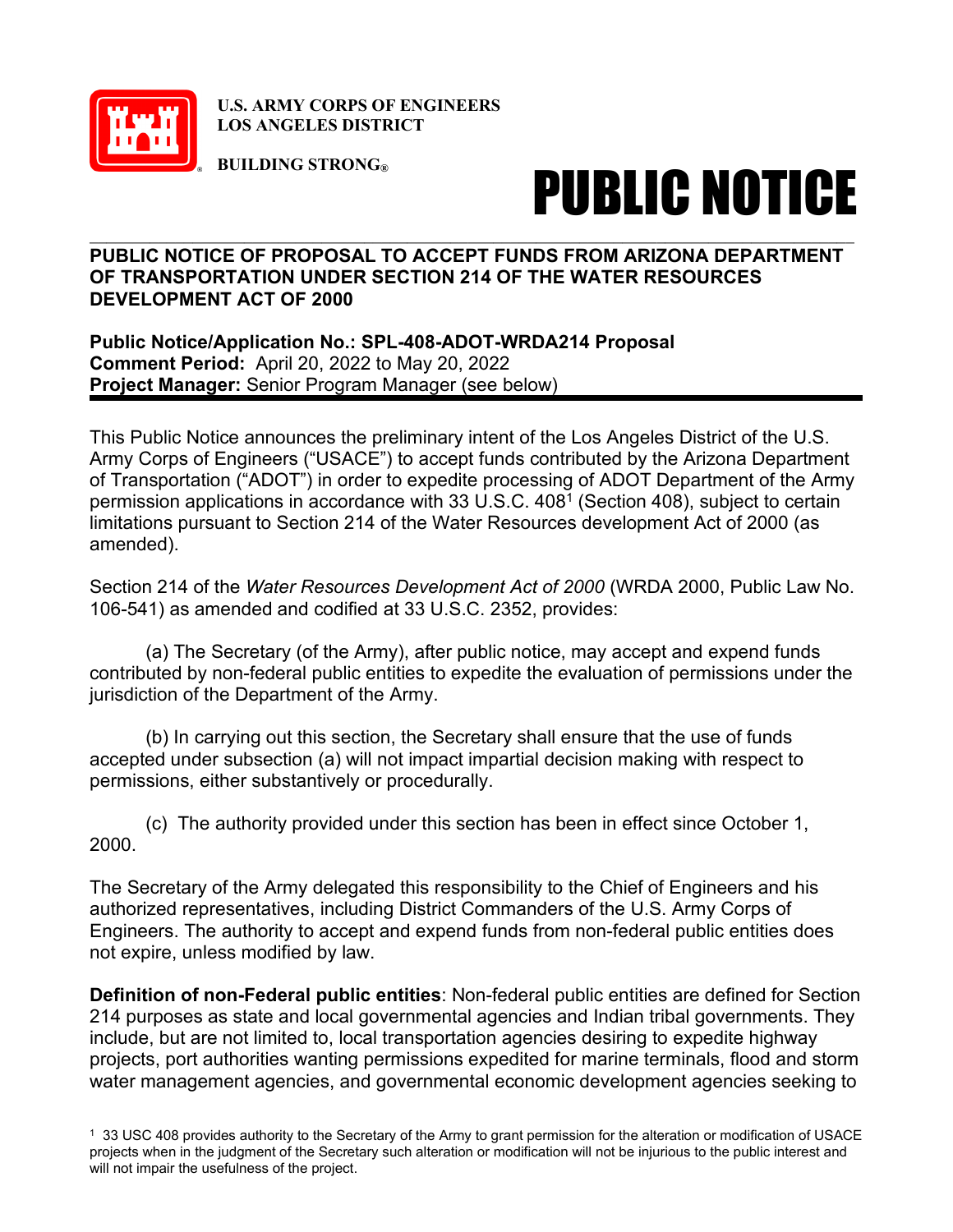**U.S. ARMY CORPS OF ENGINEERS**
**LOS ANGELES DISTRICT**

**BUILDING STRONG®**

# PUBLIC NOTICE

## PUBLIC NOTICE OF PROPOSAL TO ACCEPT FUNDS FROM ARIZONA DEPARTMENT OF TRANSPORTATION UNDER SECTION 214 OF THE WATER RESOURCES DEVELOPMENT ACT OF 2000

**Public Notice/Application No.: SPL-408-ADOT-WRDA214 Proposal**
**Comment Period:** April 20, 2022 to May 20, 2022
**Project Manager:** Senior Program Manager (see below)

This Public Notice announces the preliminary intent of the Los Angeles District of the U.S. Army Corps of Engineers ("USACE") to accept funds contributed by the Arizona Department of Transportation ("ADOT") in order to expedite processing of ADOT Department of the Army permission applications in accordance with 33 U.S.C. 408[1] (Section 408), subject to certain limitations pursuant to Section 214 of the Water Resources development Act of 2000 (as amended).

Section 214 of the *Water Resources Development Act of 2000* (WRDA 2000, Public Law No. 106-541) as amended and codified at 33 U.S.C. 2352, provides:

(a) The Secretary (of the Army), after public notice, may accept and expend funds contributed by non-federal public entities to expedite the evaluation of permissions under the jurisdiction of the Department of the Army.

(b) In carrying out this section, the Secretary shall ensure that the use of funds accepted under subsection (a) will not impact impartial decision making with respect to permissions, either substantively or procedurally.

(c) The authority provided under this section has been in effect since October 1, 2000.

The Secretary of the Army delegated this responsibility to the Chief of Engineers and his authorized representatives, including District Commanders of the U.S. Army Corps of Engineers. The authority to accept and expend funds from non-federal public entities does not expire, unless modified by law.

**Definition of non-Federal public entities**: Non-federal public entities are defined for Section 214 purposes as state and local governmental agencies and Indian tribal governments. They include, but are not limited to, local transportation agencies desiring to expedite highway projects, port authorities wanting permissions expedited for marine terminals, flood and storm water management agencies, and governmental economic development agencies seeking to

[1] 33 USC 408 provides authority to the Secretary of the Army to grant permission for the alteration or modification of USACE projects when in the judgment of the Secretary such alteration or modification will not be injurious to the public interest and will not impair the usefulness of the project.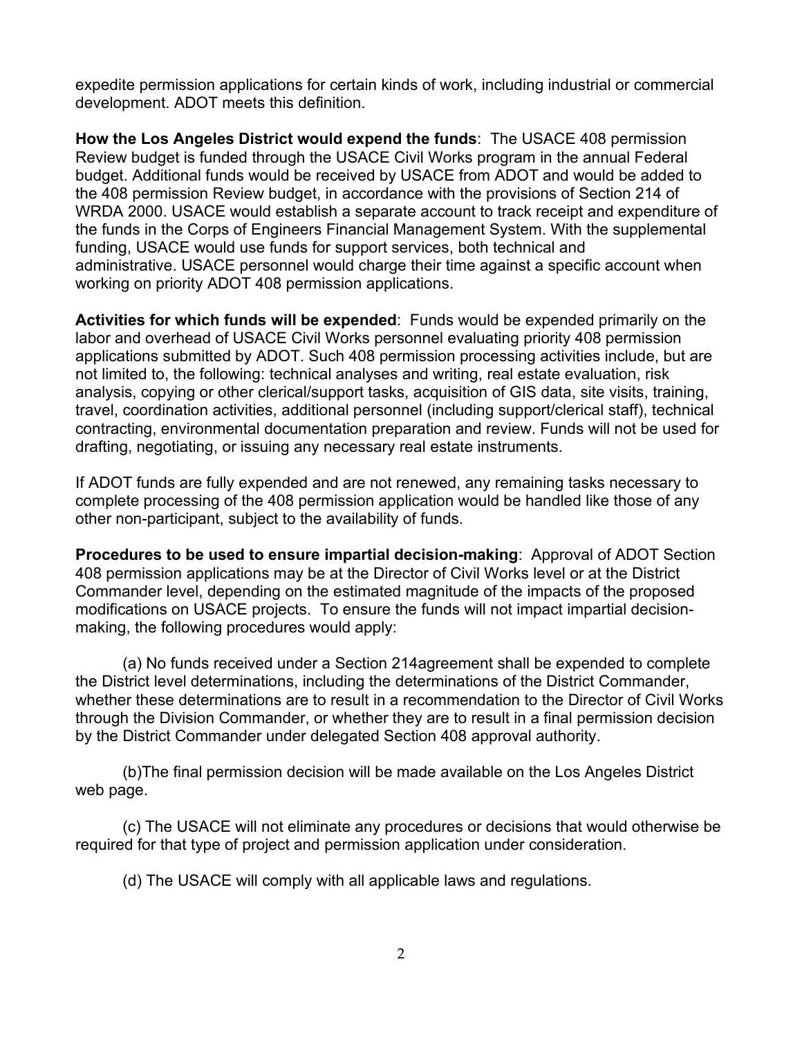expedite permission applications for certain kinds of work, including industrial or commercial development. ADOT meets this definition.

**How the Los Angeles District would expend the funds**: The USACE 408 permission Review budget is funded through the USACE Civil Works program in the annual Federal budget. Additional funds would be received by USACE from ADOT and would be added to the 408 permission Review budget, in accordance with the provisions of Section 214 of WRDA 2000. USACE would establish a separate account to track receipt and expenditure of the funds in the Corps of Engineers Financial Management System. With the supplemental funding, USACE would use funds for support services, both technical and administrative. USACE personnel would charge their time against a specific account when working on priority ADOT 408 permission applications.

**Activities for which funds will be expended**: Funds would be expended primarily on the labor and overhead of USACE Civil Works personnel evaluating priority 408 permission applications submitted by ADOT. Such 408 permission processing activities include, but are not limited to, the following: technical analyses and writing, real estate evaluation, risk analysis, copying or other clerical/support tasks, acquisition of GIS data, site visits, training, travel, coordination activities, additional personnel (including support/clerical staff), technical contracting, environmental documentation preparation and review. Funds will not be used for drafting, negotiating, or issuing any necessary real estate instruments.

If ADOT funds are fully expended and are not renewed, any remaining tasks necessary to complete processing of the 408 permission application would be handled like those of any other non-participant, subject to the availability of funds.

**Procedures to be used to ensure impartial decision-making**: Approval of ADOT Section 408 permission applications may be at the Director of Civil Works level or at the District Commander level, depending on the estimated magnitude of the impacts of the proposed modifications on USACE projects. To ensure the funds will not impact impartial decision-making, the following procedures would apply:

(a) No funds received under a Section 214agreement shall be expended to complete the District level determinations, including the determinations of the District Commander, whether these determinations are to result in a recommendation to the Director of Civil Works through the Division Commander, or whether they are to result in a final permission decision by the District Commander under delegated Section 408 approval authority.

(b)The final permission decision will be made available on the Los Angeles District web page.

(c) The USACE will not eliminate any procedures or decisions that would otherwise be required for that type of project and permission application under consideration.

(d) The USACE will comply with all applicable laws and regulations.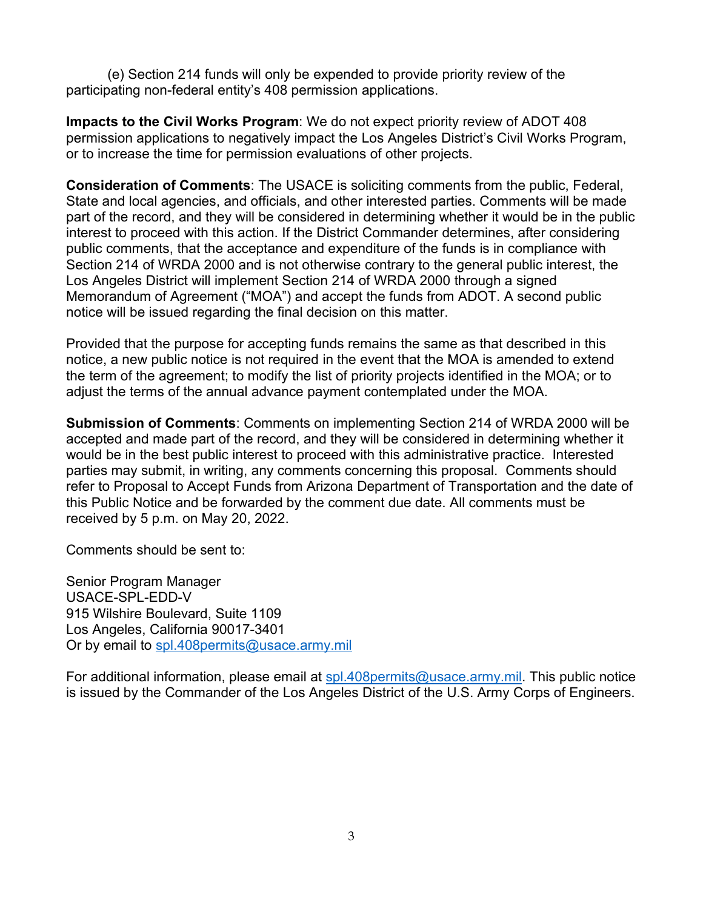(e) Section 214 funds will only be expended to provide priority review of the participating non-federal entity's 408 permission applications.

**Impacts to the Civil Works Program**: We do not expect priority review of ADOT 408 permission applications to negatively impact the Los Angeles District's Civil Works Program, or to increase the time for permission evaluations of other projects.

**Consideration of Comments**: The USACE is soliciting comments from the public, Federal, State and local agencies, and officials, and other interested parties. Comments will be made part of the record, and they will be considered in determining whether it would be in the public interest to proceed with this action. If the District Commander determines, after considering public comments, that the acceptance and expenditure of the funds is in compliance with Section 214 of WRDA 2000 and is not otherwise contrary to the general public interest, the Los Angeles District will implement Section 214 of WRDA 2000 through a signed Memorandum of Agreement ("MOA") and accept the funds from ADOT. A second public notice will be issued regarding the final decision on this matter.

Provided that the purpose for accepting funds remains the same as that described in this notice, a new public notice is not required in the event that the MOA is amended to extend the term of the agreement; to modify the list of priority projects identified in the MOA; or to adjust the terms of the annual advance payment contemplated under the MOA.

**Submission of Comments**: Comments on implementing Section 214 of WRDA 2000 will be accepted and made part of the record, and they will be considered in determining whether it would be in the best public interest to proceed with this administrative practice. Interested parties may submit, in writing, any comments concerning this proposal. Comments should refer to Proposal to Accept Funds from Arizona Department of Transportation and the date of this Public Notice and be forwarded by the comment due date. All comments must be received by 5 p.m. on May 20, 2022.

Comments should be sent to:

Senior Program Manager
USACE-SPL-EDD-V
915 Wilshire Boulevard, Suite 1109
Los Angeles, California 90017-3401
Or by email to spl.408permits@usace.army.mil

For additional information, please email at spl.408permits@usace.army.mil. This public notice is issued by the Commander of the Los Angeles District of the U.S. Army Corps of Engineers.